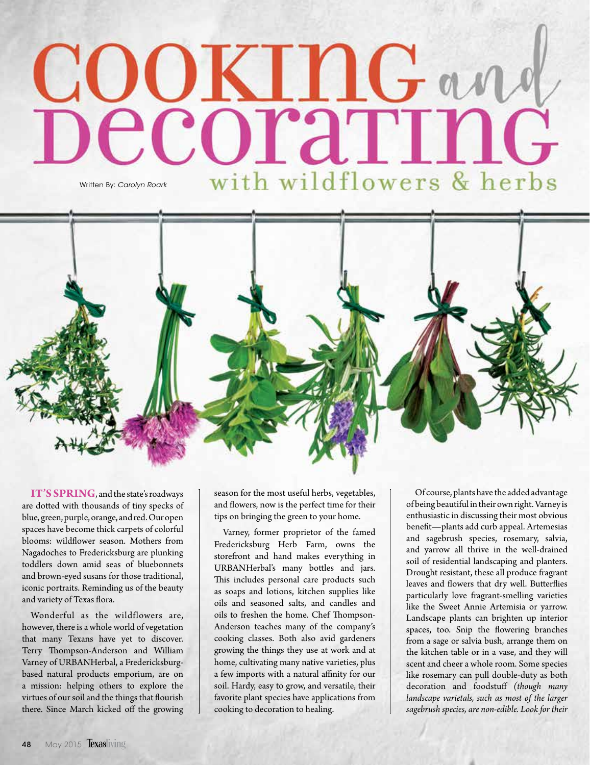# COOKING and DECORATING with wildflowers & herbs

Written By: *Carolyn Roark*

**IT'S SPRING**, and the state's roadways are dotted with thousands of tiny specks of blue, green, purple, orange, and red. Our open spaces have become thick carpets of colorful blooms: wildflower season. Mothers from Nagadoches to Fredericksburg are plunking toddlers down amid seas of bluebonnets and brown-eyed susans for those traditional, iconic portraits. Reminding us of the beauty and variety of Texas flora.

Wonderful as the wildflowers are, however, there is a whole world of vegetation that many Texans have yet to discover. Terry Thompson-Anderson and William Varney of URBANHerbal, a Fredericksburg-based natural products emporium, are on a mission: helping others to explore the virtues of our soil and the things that flourish there. Since March kicked off the growing season for the most useful herbs, vegetables, and flowers, now is the perfect time for their tips on bringing the green to your home.

Varney, former proprietor of the famed Fredericksburg Herb Farm, owns the storefront and hand makes everything in URBANHerbal's many bottles and jars. This includes personal care products such as soaps and lotions, kitchen supplies like oils and seasoned salts, and candles and oils to freshen the home. Chef Thompson-Anderson teaches many of the company's cooking classes. Both also avid gardeners growing the things they use at work and at home, cultivating many native varieties, plus a few imports with a natural affinity for our soil. Hardy, easy to grow, and versatile, their favorite plant species have applications from cooking to decoration to healing.

Of course, plants have the added advantage of being beautiful in their own right. Varney is enthusiastic in discussing their most obvious benefit—plants add curb appeal. Artemesias and sagebrush species, rosemary, salvia, and yarrow all thrive in the well-drained soil of residential landscaping and planters. Drought resistant, these all produce fragrant leaves and flowers that dry well. Butterflies particularly love fragrant-smelling varieties like the Sweet Annie Artemisia or yarrow. Landscape plants can brighten up interior spaces, too. Snip the flowering branches from a sage or salvia bush, arrange them on the kitchen table or in a vase, and they will scent and cheer a whole room. Some species like rosemary can pull double-duty as both decoration and foodstuff *(though many landscape varietals, such as most of the larger sagebrush species, are non-edible. Look for their*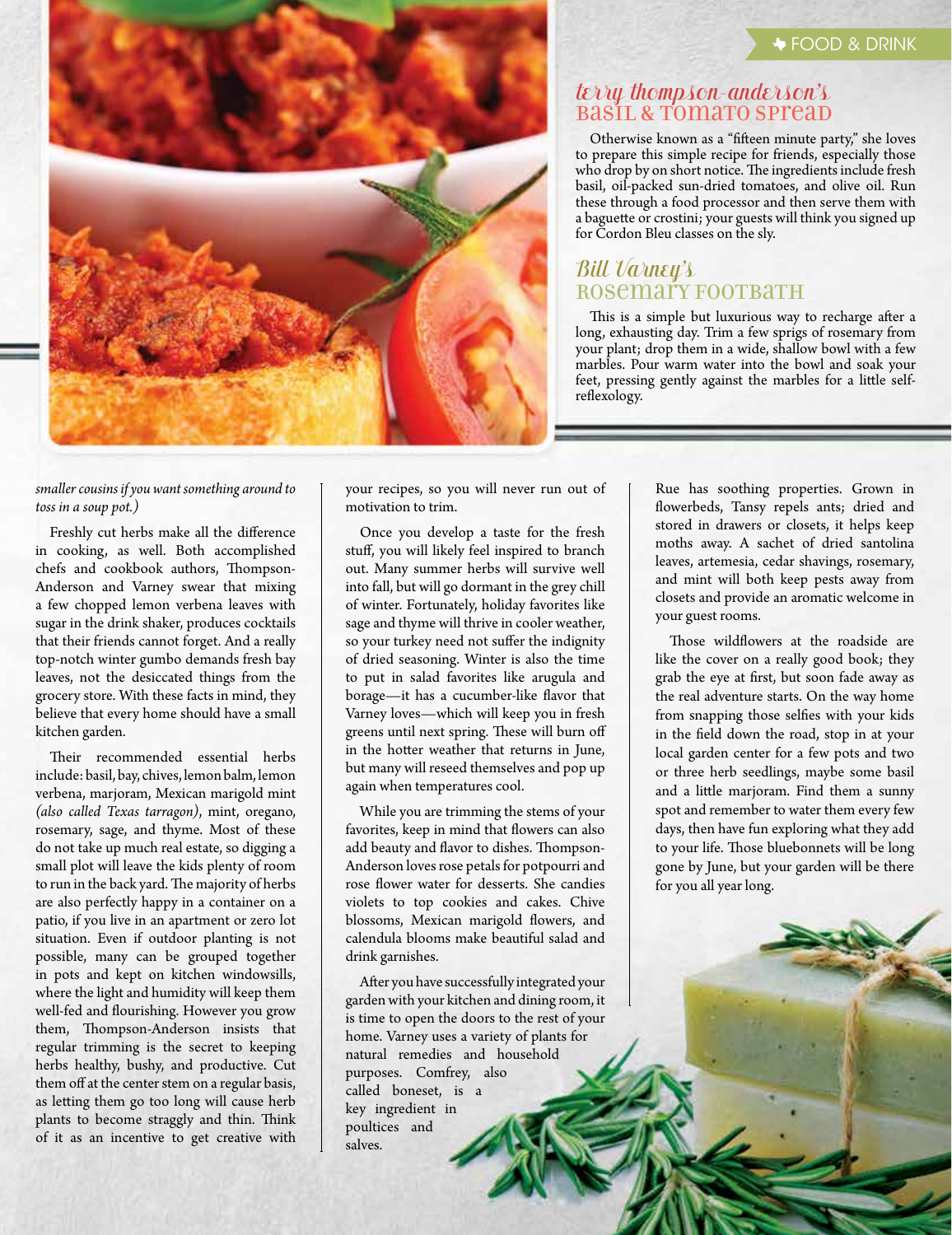## terry thompson-anderson's
## Basil & Tomato Spread

Otherwise known as a "fifteen minute party," she loves to prepare this simple recipe for friends, especially those who drop by on short notice. The ingredients include fresh basil, oil-packed sun-dried tomatoes, and olive oil. Run these through a food processor and then serve them with a baguette or crostini; your guests will think you signed up for Cordon Bleu classes on the sly.

## Bill Varney's
## Rosemary Footbath

This is a simple but luxurious way to recharge after a long, exhausting day. Trim a few sprigs of rosemary from your plant; drop them in a wide, shallow bowl with a few marbles. Pour warm water into the bowl and soak your feet, pressing gently against the marbles for a little self-reflexology.

*smaller cousins if you want something around to toss in a soup pot.)*

Freshly cut herbs make all the difference in cooking, as well. Both accomplished chefs and cookbook authors, Thompson-Anderson and Varney swear that mixing a few chopped lemon verbena leaves with sugar in the drink shaker, produces cocktails that their friends cannot forget. And a really top-notch winter gumbo demands fresh bay leaves, not the desiccated things from the grocery store. With these facts in mind, they believe that every home should have a small kitchen garden.

Their recommended essential herbs include: basil, bay, chives, lemon balm, lemon verbena, marjoram, Mexican marigold mint *(also called Texas tarragon)*, mint, oregano, rosemary, sage, and thyme. Most of these do not take up much real estate, so digging a small plot will leave the kids plenty of room to run in the back yard. The majority of herbs are also perfectly happy in a container on a patio, if you live in an apartment or zero lot situation. Even if outdoor planting is not possible, many can be grouped together in pots and kept on kitchen windowsills, where the light and humidity will keep them well-fed and flourishing. However you grow them, Thompson-Anderson insists that regular trimming is the secret to keeping herbs healthy, bushy, and productive. Cut them off at the center stem on a regular basis, as letting them go too long will cause herb plants to become straggly and thin. Think of it as an incentive to get creative with your recipes, so you will never run out of motivation to trim.

Once you develop a taste for the fresh stuff, you will likely feel inspired to branch out. Many summer herbs will survive well into fall, but will go dormant in the grey chill of winter. Fortunately, holiday favorites like sage and thyme will thrive in cooler weather, so your turkey need not suffer the indignity of dried seasoning. Winter is also the time to put in salad favorites like arugula and borage—it has a cucumber-like flavor that Varney loves—which will keep you in fresh greens until next spring. These will burn off in the hotter weather that returns in June, but many will reseed themselves and pop up again when temperatures cool.

While you are trimming the stems of your favorites, keep in mind that flowers can also add beauty and flavor to dishes. Thompson-Anderson loves rose petals for potpourri and rose flower water for desserts. She candies violets to top cookies and cakes. Chive blossoms, Mexican marigold flowers, and calendula blooms make beautiful salad and drink garnishes.

After you have successfully integrated your garden with your kitchen and dining room, it is time to open the doors to the rest of your home. Varney uses a variety of plants for natural remedies and household purposes. Comfrey, also called boneset, is a key ingredient in poultices and salves.

Rue has soothing properties. Grown in flowerbeds, Tansy repels ants; dried and stored in drawers or closets, it helps keep moths away. A sachet of dried santolina leaves, artemesia, cedar shavings, rosemary, and mint will both keep pests away from closets and provide an aromatic welcome in your guest rooms.

Those wildflowers at the roadside are like the cover on a really good book; they grab the eye at first, but soon fade away as the real adventure starts. On the way home from snapping those selfies with your kids in the field down the road, stop in at your local garden center for a few pots and two or three herb seedlings, maybe some basil and a little marjoram. Find them a sunny spot and remember to water them every few days, then have fun exploring what they add to your life. Those bluebonnets will be long gone by June, but your garden will be there for you all year long.